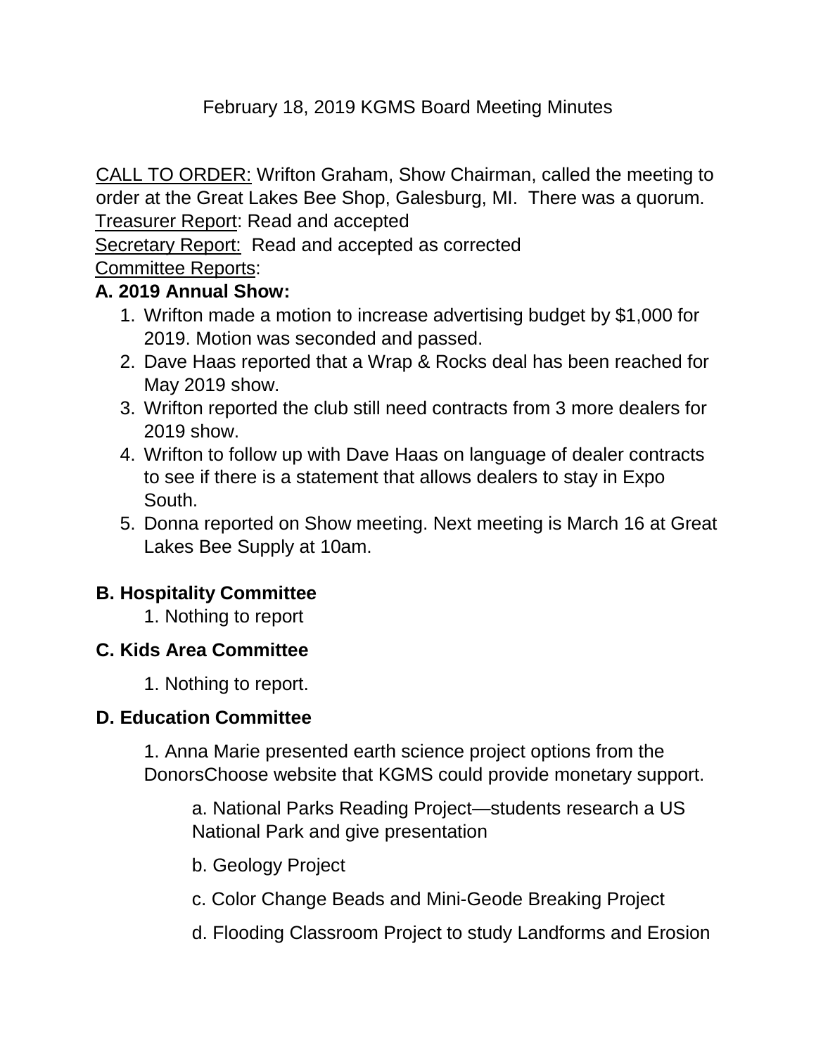# February 18, 2019 KGMS Board Meeting Minutes

<u>CALL TO ORDER:</u> Wrifton Graham, Show Chairman, called the meeting to order at the Great Lakes Bee Shop, Galesburg, MI. There was a quorum.

<u>Treasurer Report</u>: Read and accepted

<u>Secretary Report:</u> Read and accepted as corrected

<u>Committee Reports</u>:

**A. 2019 Annual Show:**

1. Wrifton made a motion to increase advertising budget by $1,000 for 2019. Motion was seconded and passed.
2. Dave Haas reported that a Wrap & Rocks deal has been reached for May 2019 show.
3. Wrifton reported the club still need contracts from 3 more dealers for 2019 show.
4. Wrifton to follow up with Dave Haas on language of dealer contracts to see if there is a statement that allows dealers to stay in Expo South.
5. Donna reported on Show meeting. Next meeting is March 16 at Great Lakes Bee Supply at 10am.

**B. Hospitality Committee**

1. Nothing to report

**C. Kids Area Committee**

1. Nothing to report.

**D. Education Committee**

1. Anna Marie presented earth science project options from the DonorsChoose website that KGMS could provide monetary support.

    a. National Parks Reading Project—students research a US National Park and give presentation

    b. Geology Project

    c. Color Change Beads and Mini-Geode Breaking Project

    d. Flooding Classroom Project to study Landforms and Erosion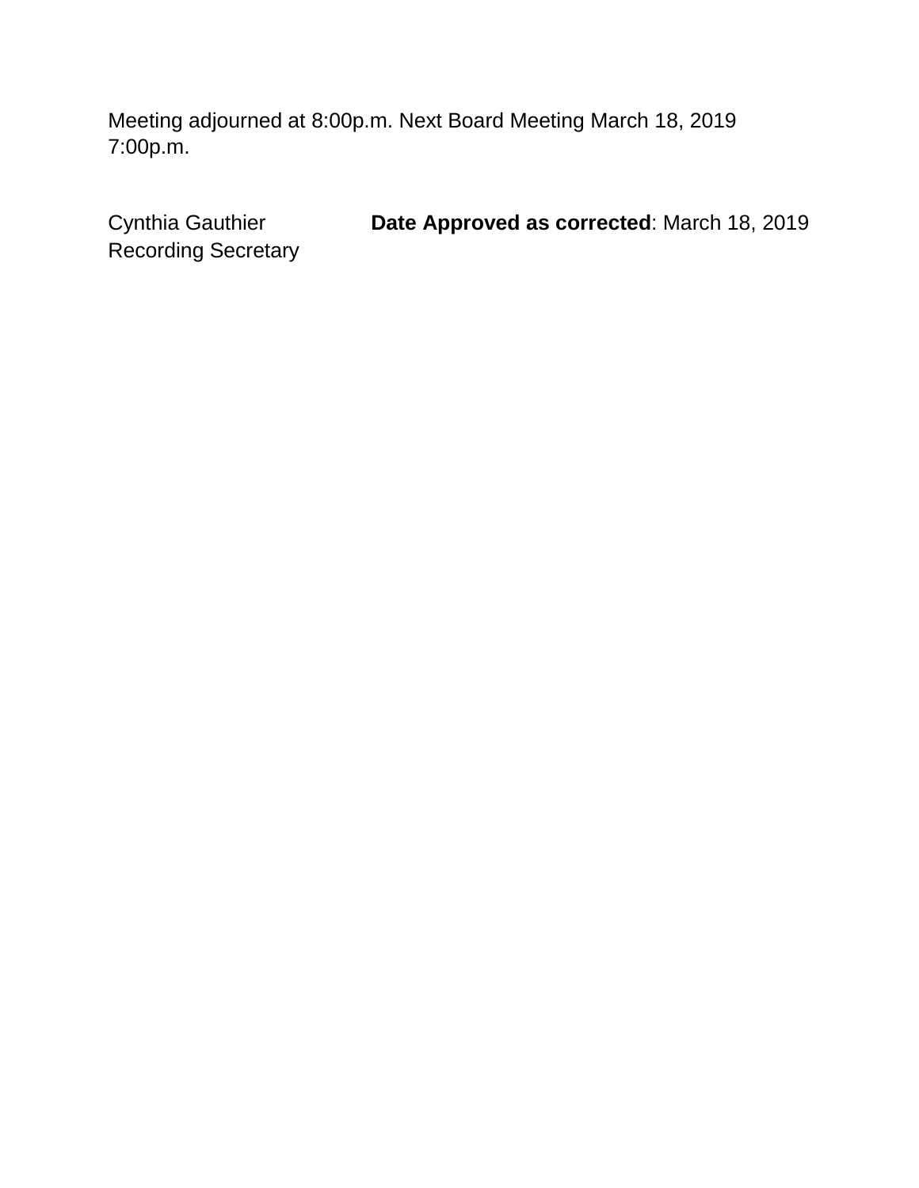Meeting adjourned at 8:00p.m. Next Board Meeting March 18, 2019 7:00p.m.

Cynthia Gauthier
Recording Secretary

**Date Approved as corrected**: March 18, 2019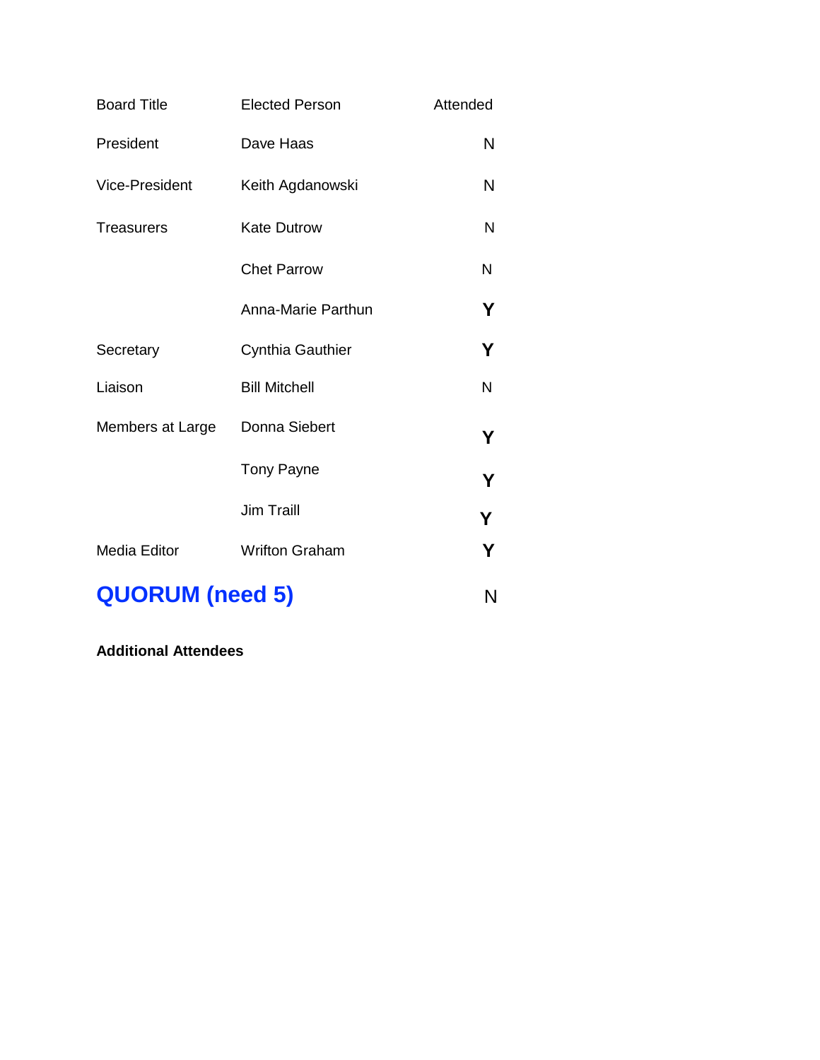| Board Title | Elected Person | Attended |
|---|---|---|
| President | Dave Haas | N |
| Vice-President | Keith Agdanowski | N |
| Treasurers | Kate Dutrow | N |
| | Chet Parrow | N |
| | Anna-Marie Parthun | **Y** |
| Secretary | Cynthia Gauthier | **Y** |
| Liaison | Bill Mitchell | N |
| Members at Large | Donna Siebert | **Y** |
| | Tony Payne | **Y** |
| | Jim Traill | **Y** |
| Media Editor | Wrifton Graham | **Y** |
| **QUORUM (need 5)** | | N |

**Additional Attendees**